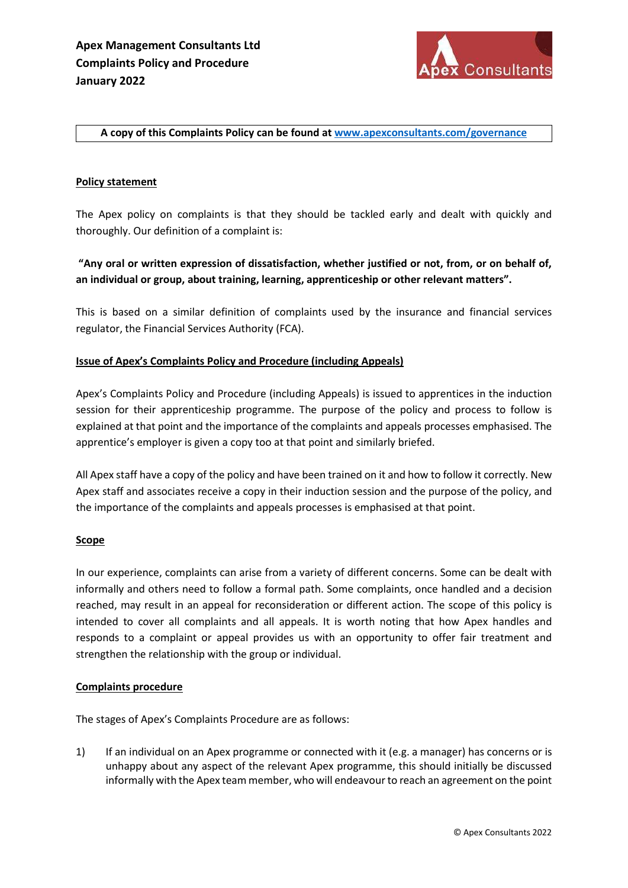**Apex Management Consultants Ltd**
**Complaints Policy and Procedure**
**January 2022**

**A copy of this Complaints Policy can be found at [www.apexconsultants.com/governance](www.apexconsultants.com/governance)**

## Policy statement

The Apex policy on complaints is that they should be tackled early and dealt with quickly and thoroughly. Our definition of a complaint is:

**"Any oral or written expression of dissatisfaction, whether justified or not, from, or on behalf of, an individual or group, about training, learning, apprenticeship or other relevant matters".**

This is based on a similar definition of complaints used by the insurance and financial services regulator, the Financial Services Authority (FCA).

## Issue of Apex's Complaints Policy and Procedure (including Appeals)

Apex's Complaints Policy and Procedure (including Appeals) is issued to apprentices in the induction session for their apprenticeship programme. The purpose of the policy and process to follow is explained at that point and the importance of the complaints and appeals processes emphasised. The apprentice's employer is given a copy too at that point and similarly briefed.

All Apex staff have a copy of the policy and have been trained on it and how to follow it correctly. New Apex staff and associates receive a copy in their induction session and the purpose of the policy, and the importance of the complaints and appeals processes is emphasised at that point.

## Scope

In our experience, complaints can arise from a variety of different concerns. Some can be dealt with informally and others need to follow a formal path. Some complaints, once handled and a decision reached, may result in an appeal for reconsideration or different action. The scope of this policy is intended to cover all complaints and all appeals. It is worth noting that how Apex handles and responds to a complaint or appeal provides us with an opportunity to offer fair treatment and strengthen the relationship with the group or individual.

## Complaints procedure

The stages of Apex's Complaints Procedure are as follows:

1) If an individual on an Apex programme or connected with it (e.g. a manager) has concerns or is unhappy about any aspect of the relevant Apex programme, this should initially be discussed informally with the Apex team member, who will endeavour to reach an agreement on the point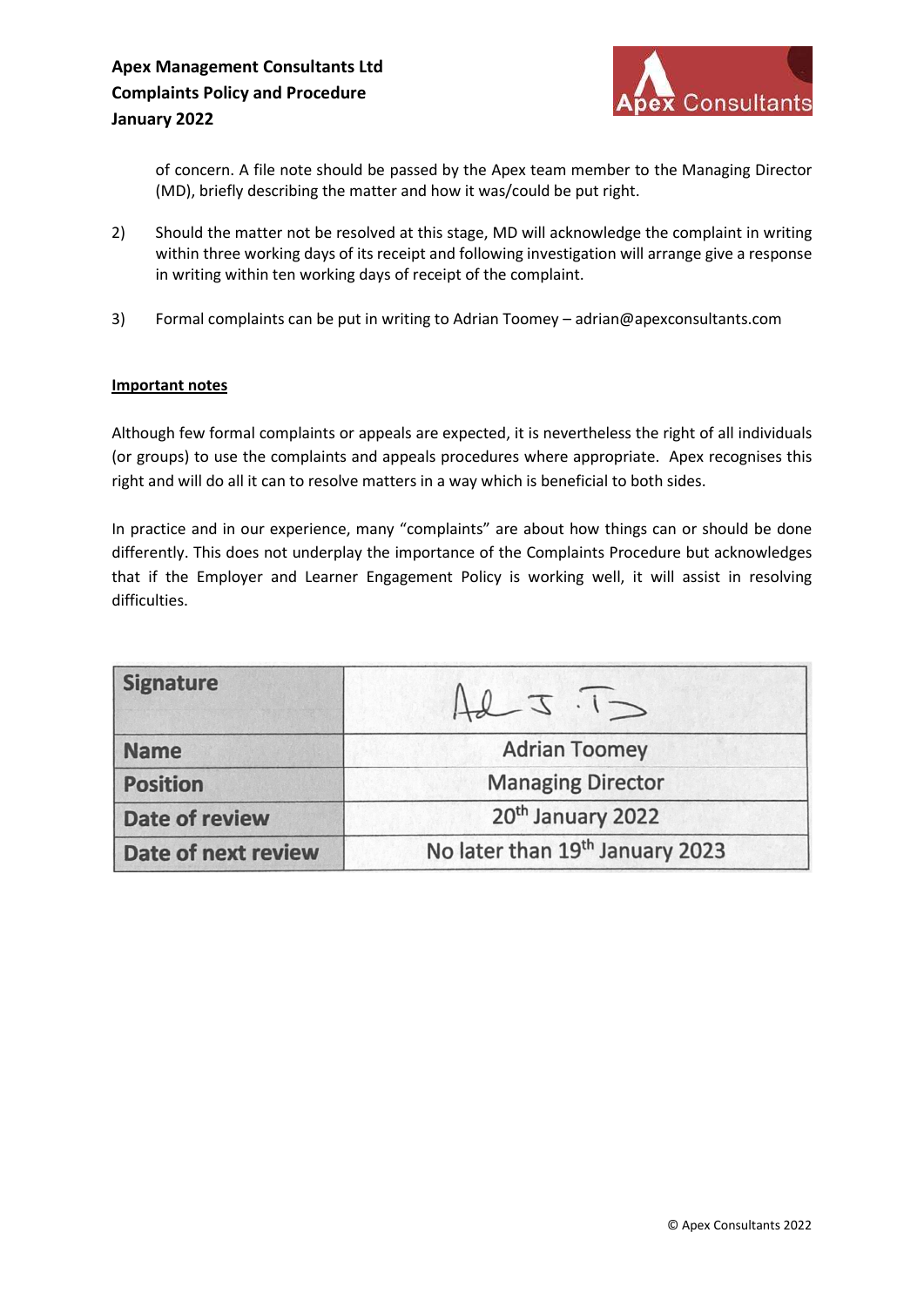of concern. A file note should be passed by the Apex team member to the Managing Director (MD), briefly describing the matter and how it was/could be put right.

2) Should the matter not be resolved at this stage, MD will acknowledge the complaint in writing within three working days of its receipt and following investigation will arrange give a response in writing within ten working days of receipt of the complaint.

3) Formal complaints can be put in writing to Adrian Toomey – adrian@apexconsultants.com

**Important notes**

Although few formal complaints or appeals are expected, it is nevertheless the right of all individuals (or groups) to use the complaints and appeals procedures where appropriate. Apex recognises this right and will do all it can to resolve matters in a way which is beneficial to both sides.

In practice and in our experience, many "complaints" are about how things can or should be done differently. This does not underplay the importance of the Complaints Procedure but acknowledges that if the Employer and Learner Engagement Policy is working well, it will assist in resolving difficulties.

| | |
|---|---|
| **Signature** | *(signature)* |
| **Name** | Adrian Toomey |
| **Position** | Managing Director |
| **Date of review** | 20th January 2022 |
| **Date of next review** | No later than 19th January 2023 |

© Apex Consultants 2022